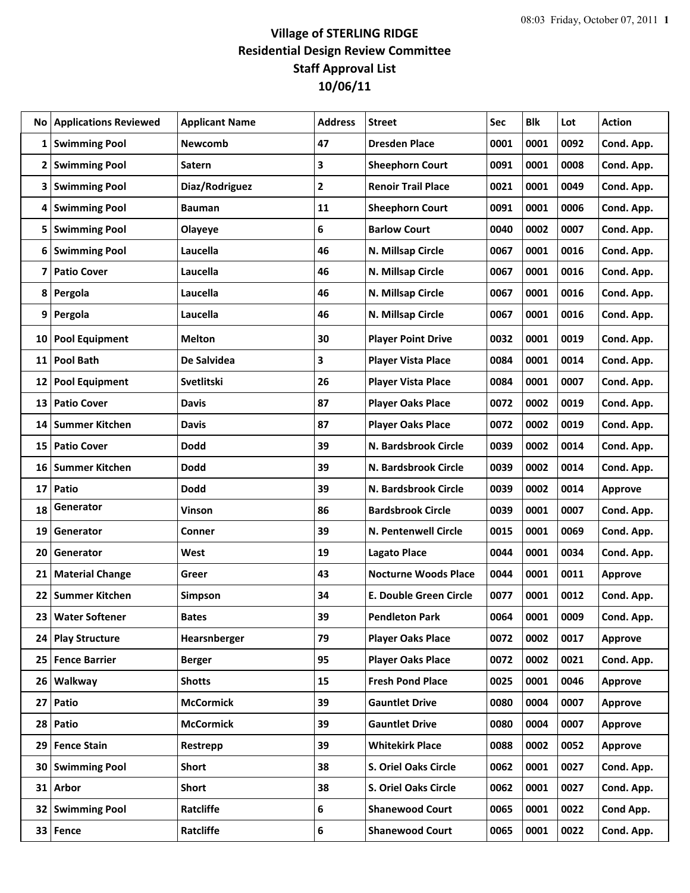# Village of STERLING RIDGE
## Residential Design Review Committee
## Staff Approval List
## 10/06/11

| No | Applications Reviewed | Applicant Name | Address | Street | Sec | Blk | Lot | Action |
|---|---|---|---|---|---|---|---|---|
| 1 | Swimming Pool | Newcomb | 47 | Dresden Place | 0001 | 0001 | 0092 | Cond. App. |
| 2 | Swimming Pool | Satern | 3 | Sheephorn Court | 0091 | 0001 | 0008 | Cond. App. |
| 3 | Swimming Pool | Diaz/Rodriguez | 2 | Renoir Trail Place | 0021 | 0001 | 0049 | Cond. App. |
| 4 | Swimming Pool | Bauman | 11 | Sheephorn Court | 0091 | 0001 | 0006 | Cond. App. |
| 5 | Swimming Pool | Olayeye | 6 | Barlow Court | 0040 | 0002 | 0007 | Cond. App. |
| 6 | Swimming Pool | Laucella | 46 | N. Millsap Circle | 0067 | 0001 | 0016 | Cond. App. |
| 7 | Patio Cover | Laucella | 46 | N. Millsap Circle | 0067 | 0001 | 0016 | Cond. App. |
| 8 | Pergola | Laucella | 46 | N. Millsap Circle | 0067 | 0001 | 0016 | Cond. App. |
| 9 | Pergola | Laucella | 46 | N. Millsap Circle | 0067 | 0001 | 0016 | Cond. App. |
| 10 | Pool Equipment | Melton | 30 | Player Point Drive | 0032 | 0001 | 0019 | Cond. App. |
| 11 | Pool Bath | De Salvidea | 3 | Player Vista Place | 0084 | 0001 | 0014 | Cond. App. |
| 12 | Pool Equipment | Svetlitski | 26 | Player Vista Place | 0084 | 0001 | 0007 | Cond. App. |
| 13 | Patio Cover | Davis | 87 | Player Oaks Place | 0072 | 0002 | 0019 | Cond. App. |
| 14 | Summer Kitchen | Davis | 87 | Player Oaks Place | 0072 | 0002 | 0019 | Cond. App. |
| 15 | Patio Cover | Dodd | 39 | N. Bardsbrook Circle | 0039 | 0002 | 0014 | Cond. App. |
| 16 | Summer Kitchen | Dodd | 39 | N. Bardsbrook Circle | 0039 | 0002 | 0014 | Cond. App. |
| 17 | Patio | Dodd | 39 | N. Bardsbrook Circle | 0039 | 0002 | 0014 | Approve |
| 18 | Generator | Vinson | 86 | Bardsbrook Circle | 0039 | 0001 | 0007 | Cond. App. |
| 19 | Generator | Conner | 39 | N. Pentenwell Circle | 0015 | 0001 | 0069 | Cond. App. |
| 20 | Generator | West | 19 | Lagato Place | 0044 | 0001 | 0034 | Cond. App. |
| 21 | Material Change | Greer | 43 | Nocturne Woods Place | 0044 | 0001 | 0011 | Approve |
| 22 | Summer Kitchen | Simpson | 34 | E. Double Green Circle | 0077 | 0001 | 0012 | Cond. App. |
| 23 | Water Softener | Bates | 39 | Pendleton Park | 0064 | 0001 | 0009 | Cond. App. |
| 24 | Play Structure | Hearsnberger | 79 | Player Oaks Place | 0072 | 0002 | 0017 | Approve |
| 25 | Fence Barrier | Berger | 95 | Player Oaks Place | 0072 | 0002 | 0021 | Cond. App. |
| 26 | Walkway | Shotts | 15 | Fresh Pond Place | 0025 | 0001 | 0046 | Approve |
| 27 | Patio | McCormick | 39 | Gauntlet Drive | 0080 | 0004 | 0007 | Approve |
| 28 | Patio | McCormick | 39 | Gauntlet Drive | 0080 | 0004 | 0007 | Approve |
| 29 | Fence Stain | Restrepp | 39 | Whitekirk Place | 0088 | 0002 | 0052 | Approve |
| 30 | Swimming Pool | Short | 38 | S. Oriel Oaks Circle | 0062 | 0001 | 0027 | Cond. App. |
| 31 | Arbor | Short | 38 | S. Oriel Oaks Circle | 0062 | 0001 | 0027 | Cond. App. |
| 32 | Swimming Pool | Ratcliffe | 6 | Shanewood Court | 0065 | 0001 | 0022 | Cond App. |
| 33 | Fence | Ratcliffe | 6 | Shanewood Court | 0065 | 0001 | 0022 | Cond. App. |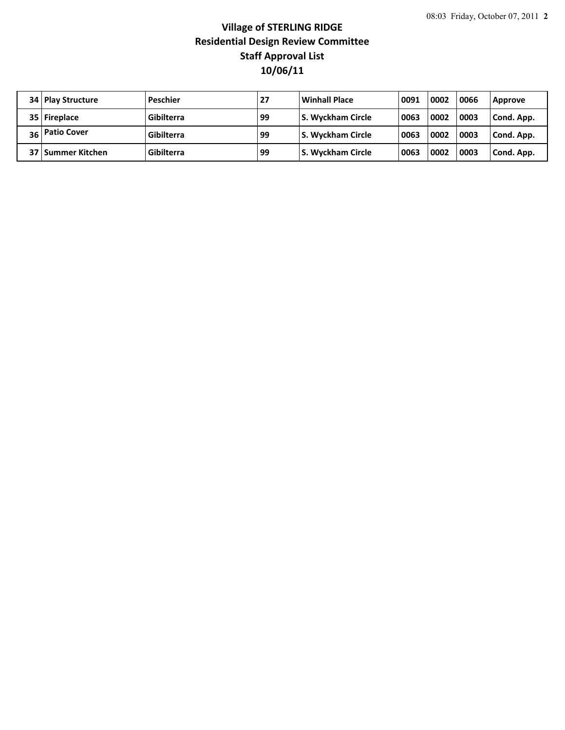# Village of STERLING RIDGE
## Residential Design Review Committee
## Staff Approval List
## 10/06/11

| | | | | | | | | |
|---|---|---|---|---|---|---|---|---|
| 34 | Play Structure | Peschier | 27 | Winhall Place | 0091 | 0002 | 0066 | Approve |
| 35 | Fireplace | Gibilterra | 99 | S. Wyckham Circle | 0063 | 0002 | 0003 | Cond. App. |
| 36 | Patio Cover | Gibilterra | 99 | S. Wyckham Circle | 0063 | 0002 | 0003 | Cond. App. |
| 37 | Summer Kitchen | Gibilterra | 99 | S. Wyckham Circle | 0063 | 0002 | 0003 | Cond. App. |